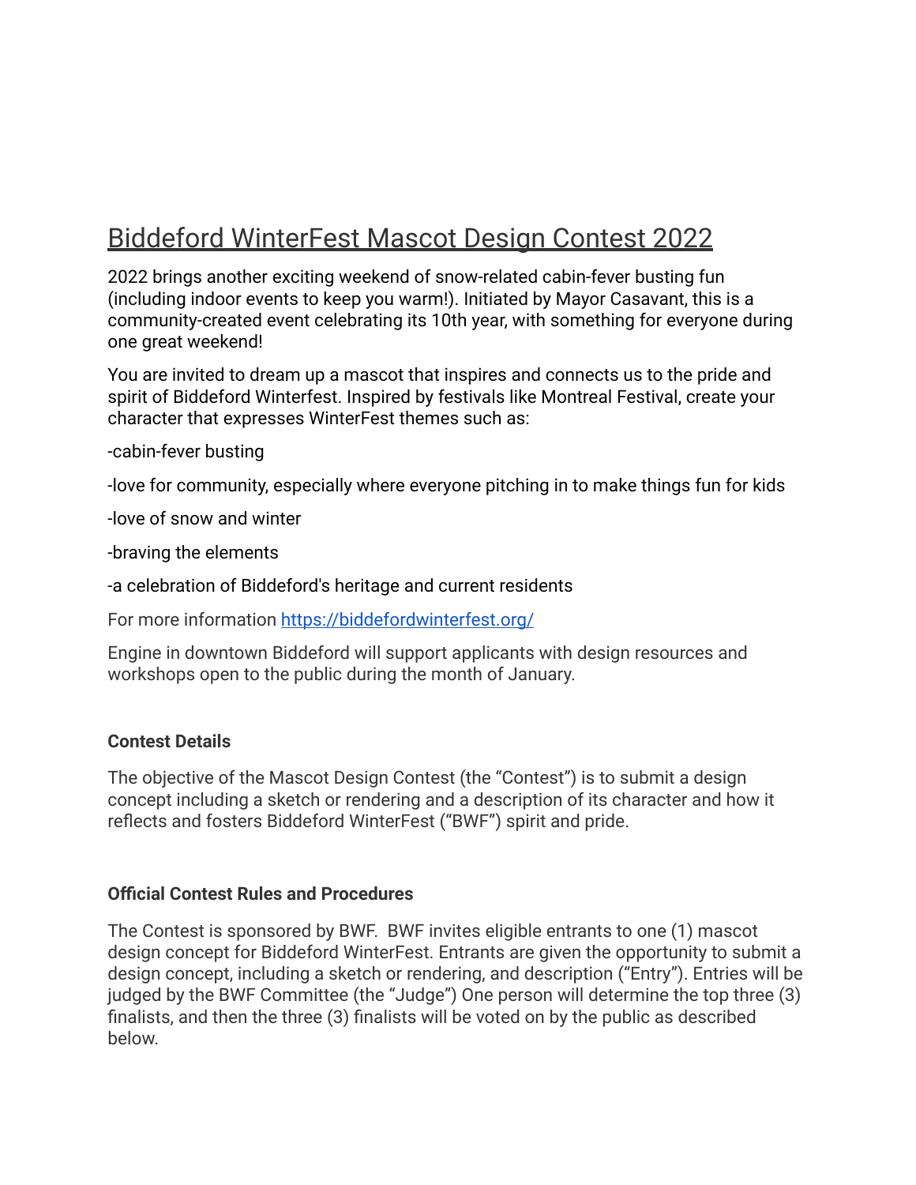# Biddeford WinterFest Mascot Design Contest 2022

2022 brings another exciting weekend of snow-related cabin-fever busting fun (including indoor events to keep you warm!). Initiated by Mayor Casavant, this is a community-created event celebrating its 10th year, with something for everyone during one great weekend!

You are invited to dream up a mascot that inspires and connects us to the pride and spirit of Biddeford Winterfest. Inspired by festivals like Montreal Festival, create your character that expresses WinterFest themes such as:

-cabin-fever busting

-love for community, especially where everyone pitching in to make things fun for kids

-love of snow and winter

-braving the elements

-a celebration of Biddeford's heritage and current residents

For more information [https://biddefordwinterfest.org/](https://biddefordwinterfest.org/)

Engine in downtown Biddeford will support applicants with design resources and workshops open to the public during the month of January.

**Contest Details**

The objective of the Mascot Design Contest (the "Contest") is to submit a design concept including a sketch or rendering and a description of its character and how it reflects and fosters Biddeford WinterFest ("BWF") spirit and pride.

**Official Contest Rules and Procedures**

The Contest is sponsored by BWF. BWF invites eligible entrants to one (1) mascot design concept for Biddeford WinterFest. Entrants are given the opportunity to submit a design concept, including a sketch or rendering, and description ("Entry"). Entries will be judged by the BWF Committee (the "Judge") One person will determine the top three (3) finalists, and then the three (3) finalists will be voted on by the public as described below.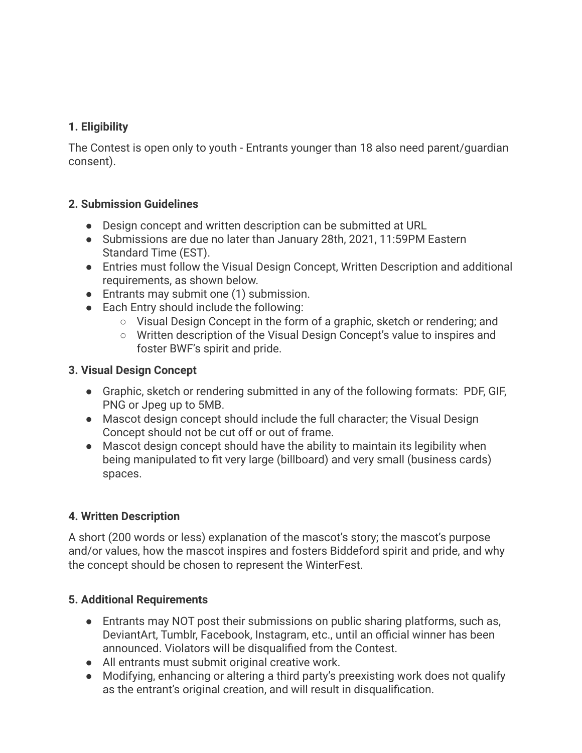## 1. Eligibility

The Contest is open only to youth - Entrants younger than 18 also need parent/guardian consent).

## 2. Submission Guidelines

- Design concept and written description can be submitted at URL
- Submissions are due no later than January 28th, 2021, 11:59PM Eastern Standard Time (EST).
- Entries must follow the Visual Design Concept, Written Description and additional requirements, as shown below.
- Entrants may submit one (1) submission.
- Each Entry should include the following:
  - Visual Design Concept in the form of a graphic, sketch or rendering; and
  - Written description of the Visual Design Concept's value to inspires and foster BWF's spirit and pride.

## 3. Visual Design Concept

- Graphic, sketch or rendering submitted in any of the following formats: PDF, GIF, PNG or Jpeg up to 5MB.
- Mascot design concept should include the full character; the Visual Design Concept should not be cut off or out of frame.
- Mascot design concept should have the ability to maintain its legibility when being manipulated to fit very large (billboard) and very small (business cards) spaces.

## 4. Written Description

A short (200 words or less) explanation of the mascot's story; the mascot's purpose and/or values, how the mascot inspires and fosters Biddeford spirit and pride, and why the concept should be chosen to represent the WinterFest.

## 5. Additional Requirements

- Entrants may NOT post their submissions on public sharing platforms, such as, DeviantArt, Tumblr, Facebook, Instagram, etc., until an official winner has been announced. Violators will be disqualified from the Contest.
- All entrants must submit original creative work.
- Modifying, enhancing or altering a third party's preexisting work does not qualify as the entrant's original creation, and will result in disqualification.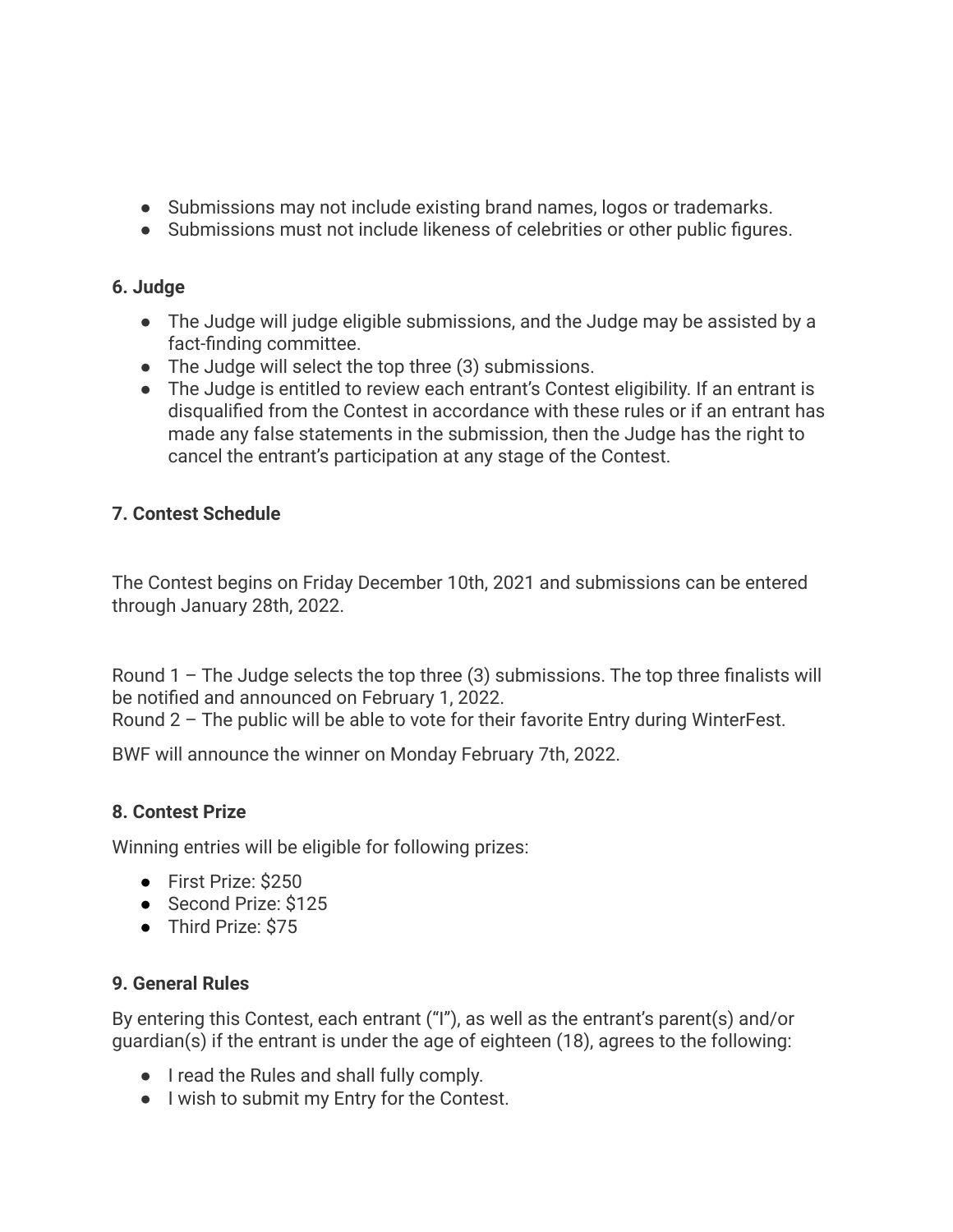- Submissions may not include existing brand names, logos or trademarks.
- Submissions must not include likeness of celebrities or other public figures.

### 6. Judge

- The Judge will judge eligible submissions, and the Judge may be assisted by a fact-finding committee.
- The Judge will select the top three (3) submissions.
- The Judge is entitled to review each entrant's Contest eligibility. If an entrant is disqualified from the Contest in accordance with these rules or if an entrant has made any false statements in the submission, then the Judge has the right to cancel the entrant's participation at any stage of the Contest.

### 7. Contest Schedule

The Contest begins on Friday December 10th, 2021 and submissions can be entered through January 28th, 2022.

Round 1 – The Judge selects the top three (3) submissions. The top three finalists will be notified and announced on February 1, 2022.
Round 2 – The public will be able to vote for their favorite Entry during WinterFest.

BWF will announce the winner on Monday February 7th, 2022.

### 8. Contest Prize

Winning entries will be eligible for following prizes:

- First Prize: $250
- Second Prize: $125
- Third Prize: $75

### 9. General Rules

By entering this Contest, each entrant ("I"), as well as the entrant's parent(s) and/or guardian(s) if the entrant is under the age of eighteen (18), agrees to the following:

- I read the Rules and shall fully comply.
- I wish to submit my Entry for the Contest.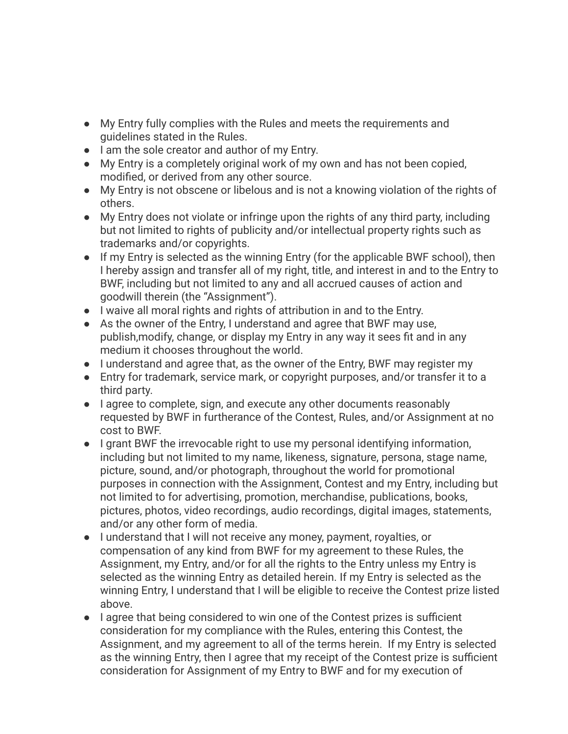- My Entry fully complies with the Rules and meets the requirements and guidelines stated in the Rules.
- I am the sole creator and author of my Entry.
- My Entry is a completely original work of my own and has not been copied, modified, or derived from any other source.
- My Entry is not obscene or libelous and is not a knowing violation of the rights of others.
- My Entry does not violate or infringe upon the rights of any third party, including but not limited to rights of publicity and/or intellectual property rights such as trademarks and/or copyrights.
- If my Entry is selected as the winning Entry (for the applicable BWF school), then I hereby assign and transfer all of my right, title, and interest in and to the Entry to BWF, including but not limited to any and all accrued causes of action and goodwill therein (the "Assignment").
- I waive all moral rights and rights of attribution in and to the Entry.
- As the owner of the Entry, I understand and agree that BWF may use, publish,modify, change, or display my Entry in any way it sees fit and in any medium it chooses throughout the world.
- I understand and agree that, as the owner of the Entry, BWF may register my
- Entry for trademark, service mark, or copyright purposes, and/or transfer it to a third party.
- I agree to complete, sign, and execute any other documents reasonably requested by BWF in furtherance of the Contest, Rules, and/or Assignment at no cost to BWF.
- I grant BWF the irrevocable right to use my personal identifying information, including but not limited to my name, likeness, signature, persona, stage name, picture, sound, and/or photograph, throughout the world for promotional purposes in connection with the Assignment, Contest and my Entry, including but not limited to for advertising, promotion, merchandise, publications, books, pictures, photos, video recordings, audio recordings, digital images, statements, and/or any other form of media.
- I understand that I will not receive any money, payment, royalties, or compensation of any kind from BWF for my agreement to these Rules, the Assignment, my Entry, and/or for all the rights to the Entry unless my Entry is selected as the winning Entry as detailed herein. If my Entry is selected as the winning Entry, I understand that I will be eligible to receive the Contest prize listed above.
- I agree that being considered to win one of the Contest prizes is sufficient consideration for my compliance with the Rules, entering this Contest, the Assignment, and my agreement to all of the terms herein. If my Entry is selected as the winning Entry, then I agree that my receipt of the Contest prize is sufficient consideration for Assignment of my Entry to BWF and for my execution of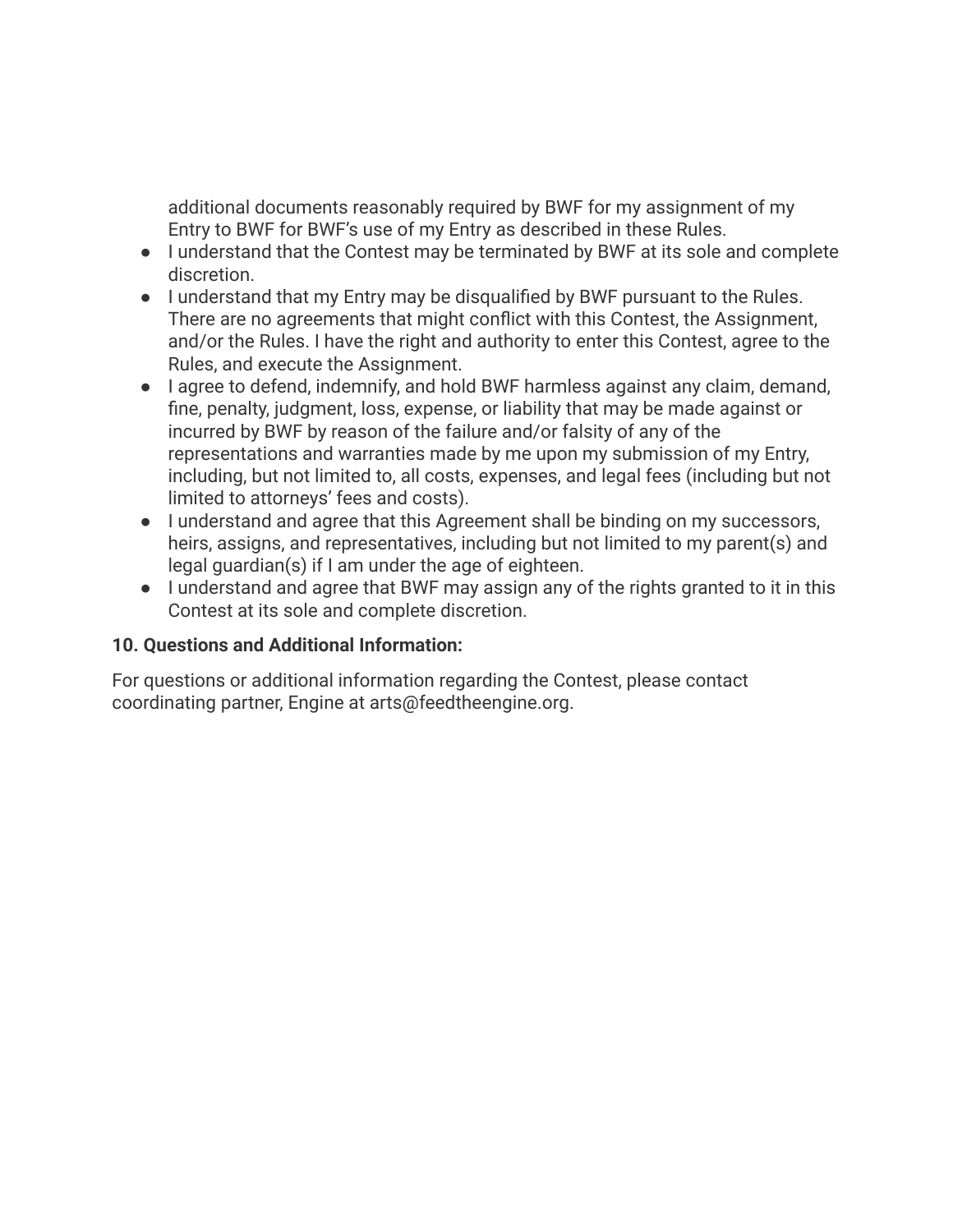additional documents reasonably required by BWF for my assignment of my Entry to BWF for BWF's use of my Entry as described in these Rules.

- I understand that the Contest may be terminated by BWF at its sole and complete discretion.
- I understand that my Entry may be disqualified by BWF pursuant to the Rules. There are no agreements that might conflict with this Contest, the Assignment, and/or the Rules. I have the right and authority to enter this Contest, agree to the Rules, and execute the Assignment.
- I agree to defend, indemnify, and hold BWF harmless against any claim, demand, fine, penalty, judgment, loss, expense, or liability that may be made against or incurred by BWF by reason of the failure and/or falsity of any of the representations and warranties made by me upon my submission of my Entry, including, but not limited to, all costs, expenses, and legal fees (including but not limited to attorneys' fees and costs).
- I understand and agree that this Agreement shall be binding on my successors, heirs, assigns, and representatives, including but not limited to my parent(s) and legal guardian(s) if I am under the age of eighteen.
- I understand and agree that BWF may assign any of the rights granted to it in this Contest at its sole and complete discretion.

**10. Questions and Additional Information:**

For questions or additional information regarding the Contest, please contact coordinating partner, Engine at arts@feedtheengine.org.